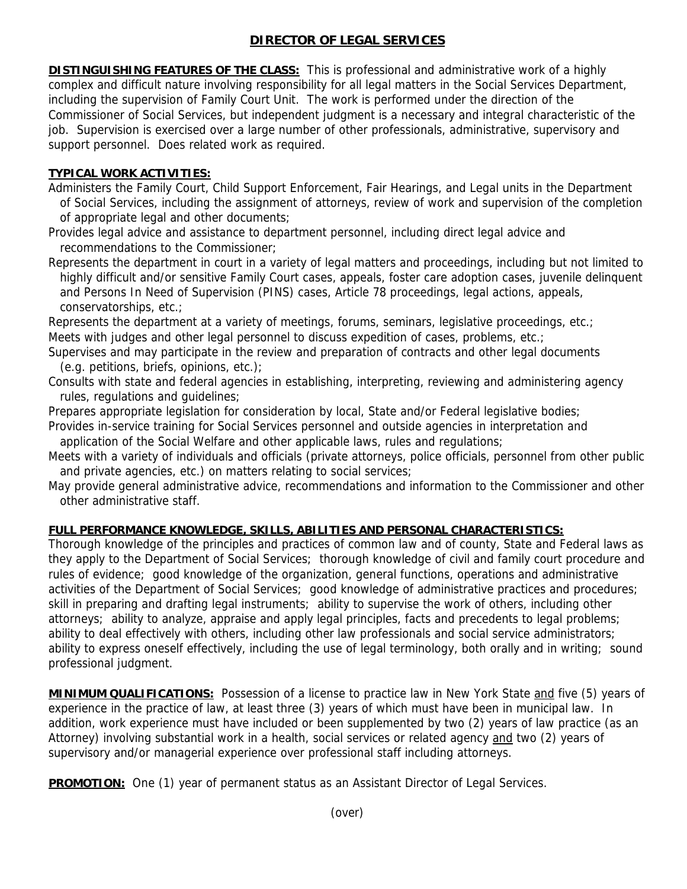# DIRECTOR OF LEGAL SERVICES

**DISTINGUISHING FEATURES OF THE CLASS:** This is professional and administrative work of a highly complex and difficult nature involving responsibility for all legal matters in the Social Services Department, including the supervision of Family Court Unit. The work is performed under the direction of the Commissioner of Social Services, but independent judgment is a necessary and integral characteristic of the job. Supervision is exercised over a large number of other professionals, administrative, supervisory and support personnel. Does related work as required.

**TYPICAL WORK ACTIVITIES:**

Administers the Family Court, Child Support Enforcement, Fair Hearings, and Legal units in the Department of Social Services, including the assignment of attorneys, review of work and supervision of the completion of appropriate legal and other documents;

Provides legal advice and assistance to department personnel, including direct legal advice and recommendations to the Commissioner;

Represents the department in court in a variety of legal matters and proceedings, including but not limited to highly difficult and/or sensitive Family Court cases, appeals, foster care adoption cases, juvenile delinquent and Persons In Need of Supervision (PINS) cases, Article 78 proceedings, legal actions, appeals, conservatorships, etc.;

Represents the department at a variety of meetings, forums, seminars, legislative proceedings, etc.;

Meets with judges and other legal personnel to discuss expedition of cases, problems, etc.;

Supervises and may participate in the review and preparation of contracts and other legal documents (e.g. petitions, briefs, opinions, etc.);

Consults with state and federal agencies in establishing, interpreting, reviewing and administering agency rules, regulations and guidelines;

Prepares appropriate legislation for consideration by local, State and/or Federal legislative bodies;

Provides in-service training for Social Services personnel and outside agencies in interpretation and application of the Social Welfare and other applicable laws, rules and regulations;

Meets with a variety of individuals and officials (private attorneys, police officials, personnel from other public and private agencies, etc.) on matters relating to social services;

May provide general administrative advice, recommendations and information to the Commissioner and other other administrative staff.

**FULL PERFORMANCE KNOWLEDGE, SKILLS, ABILITIES AND PERSONAL CHARACTERISTICS:**

Thorough knowledge of the principles and practices of common law and of county, State and Federal laws as they apply to the Department of Social Services; thorough knowledge of civil and family court procedure and rules of evidence; good knowledge of the organization, general functions, operations and administrative activities of the Department of Social Services; good knowledge of administrative practices and procedures; skill in preparing and drafting legal instruments; ability to supervise the work of others, including other attorneys; ability to analyze, appraise and apply legal principles, facts and precedents to legal problems; ability to deal effectively with others, including other law professionals and social service administrators; ability to express oneself effectively, including the use of legal terminology, both orally and in writing; sound professional judgment.

**MINIMUM QUALIFICATIONS:** Possession of a license to practice law in New York State <u>and</u> five (5) years of experience in the practice of law, at least three (3) years of which must have been in municipal law. In addition, work experience must have included or been supplemented by two (2) years of law practice (as an Attorney) involving substantial work in a health, social services or related agency <u>and</u> two (2) years of supervisory and/or managerial experience over professional staff including attorneys.

**PROMOTION:** One (1) year of permanent status as an Assistant Director of Legal Services.

(over)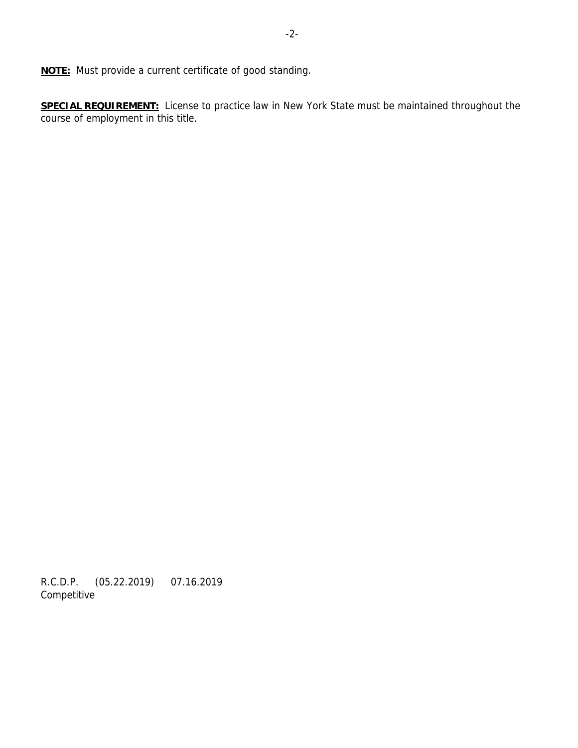**NOTE:** Must provide a current certificate of good standing.

**SPECIAL REQUIREMENT:** License to practice law in New York State must be maintained throughout the course of employment in this title.

R.C.D.P. (05.22.2019) 07.16.2019
Competitive